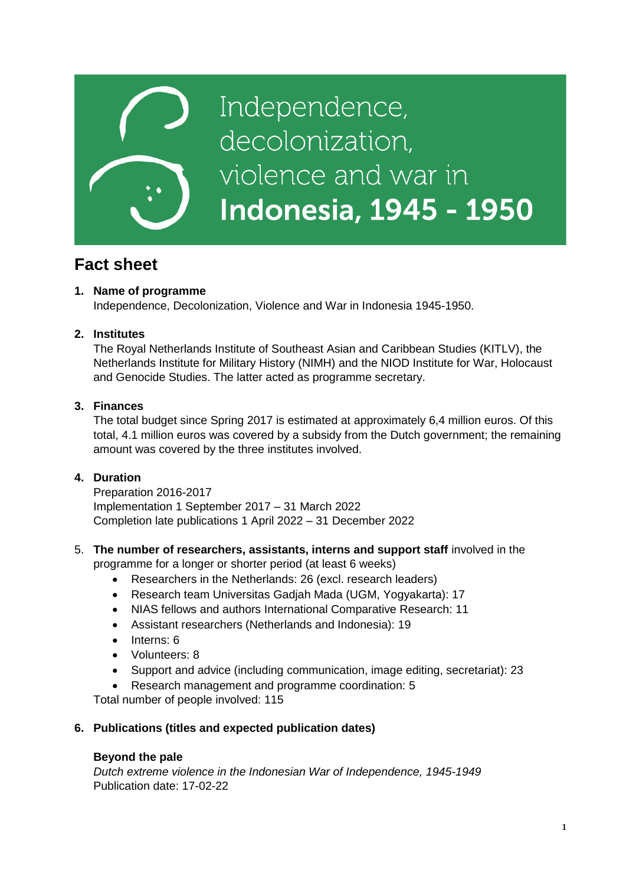# Independence, decolonization, violence and war in Indonesia, 1945 - 1950

## Fact sheet

1. **Name of programme**
   Independence, Decolonization, Violence and War in Indonesia 1945-1950.

2. **Institutes**
   The Royal Netherlands Institute of Southeast Asian and Caribbean Studies (KITLV), the Netherlands Institute for Military History (NIMH) and the NIOD Institute for War, Holocaust and Genocide Studies. The latter acted as programme secretary.

3. **Finances**
   The total budget since Spring 2017 is estimated at approximately 6,4 million euros. Of this total, 4.1 million euros was covered by a subsidy from the Dutch government; the remaining amount was covered by the three institutes involved.

4. **Duration**
   Preparation 2016-2017
   Implementation 1 September 2017 – 31 March 2022
   Completion late publications 1 April 2022 – 31 December 2022

5. **The number of researchers, assistants, interns and support staff** involved in the programme for a longer or shorter period (at least 6 weeks)
   - Researchers in the Netherlands: 26 (excl. research leaders)
   - Research team Universitas Gadjah Mada (UGM, Yogyakarta): 17
   - NIAS fellows and authors International Comparative Research: 11
   - Assistant researchers (Netherlands and Indonesia): 19
   - Interns: 6
   - Volunteers: 8
   - Support and advice (including communication, image editing, secretariat): 23
   - Research management and programme coordination: 5

   Total number of people involved: 115

6. **Publications (titles and expected publication dates)**

   **Beyond the pale**
   *Dutch extreme violence in the Indonesian War of Independence, 1945-1949*
   Publication date: 17-02-22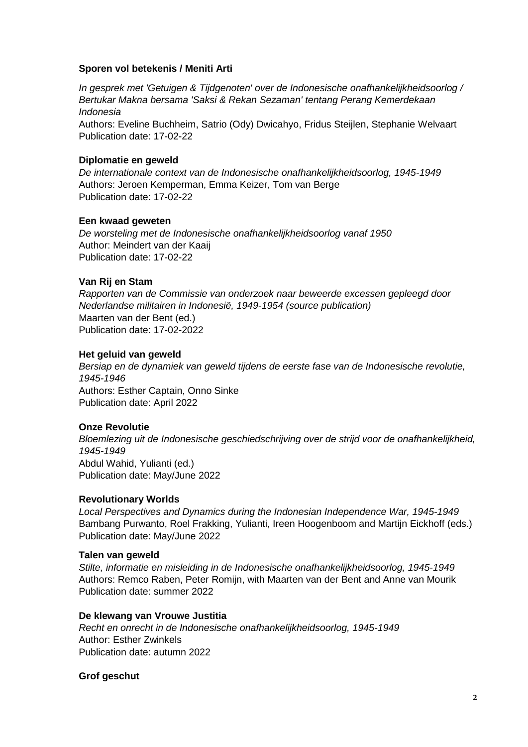**Sporen vol betekenis / Meniti Arti**

*In gesprek met 'Getuigen & Tijdgenoten' over de Indonesische onafhankelijkheidsoorlog / Bertukar Makna bersama 'Saksi & Rekan Sezaman' tentang Perang Kemerdekaan Indonesia*
Authors: Eveline Buchheim, Satrio (Ody) Dwicahyo, Fridus Steijlen, Stephanie Welvaart
Publication date: 17-02-22

**Diplomatie en geweld**

*De internationale context van de Indonesische onafhankelijkheidsoorlog, 1945-1949*
Authors: Jeroen Kemperman, Emma Keizer, Tom van Berge
Publication date: 17-02-22

**Een kwaad geweten**

*De worsteling met de Indonesische onafhankelijkheidsoorlog vanaf 1950*
Author: Meindert van der Kaaij
Publication date: 17-02-22

**Van Rij en Stam**

*Rapporten van de Commissie van onderzoek naar beweerde excessen gepleegd door Nederlandse militairen in Indonesië, 1949-1954 (source publication)*
Maarten van der Bent (ed.)
Publication date: 17-02-2022

**Het geluid van geweld**

*Bersiap en de dynamiek van geweld tijdens de eerste fase van de Indonesische revolutie, 1945-1946*
Authors: Esther Captain, Onno Sinke
Publication date: April 2022

**Onze Revolutie**

*Bloemlezing uit de Indonesische geschiedschrijving over de strijd voor de onafhankelijkheid, 1945-1949*
Abdul Wahid, Yulianti (ed.)
Publication date: May/June 2022

**Revolutionary Worlds**

*Local Perspectives and Dynamics during the Indonesian Independence War, 1945-1949*
Bambang Purwanto, Roel Frakking, Yulianti, Ireen Hoogenboom and Martijn Eickhoff (eds.)
Publication date: May/June 2022

**Talen van geweld**

*Stilte, informatie en misleiding in de Indonesische onafhankelijkheidsoorlog, 1945-1949*
Authors: Remco Raben, Peter Romijn, with Maarten van der Bent and Anne van Mourik
Publication date: summer 2022

**De klewang van Vrouwe Justitia**

*Recht en onrecht in de Indonesische onafhankelijkheidsoorlog, 1945-1949*
Author: Esther Zwinkels
Publication date: autumn 2022

**Grof geschut**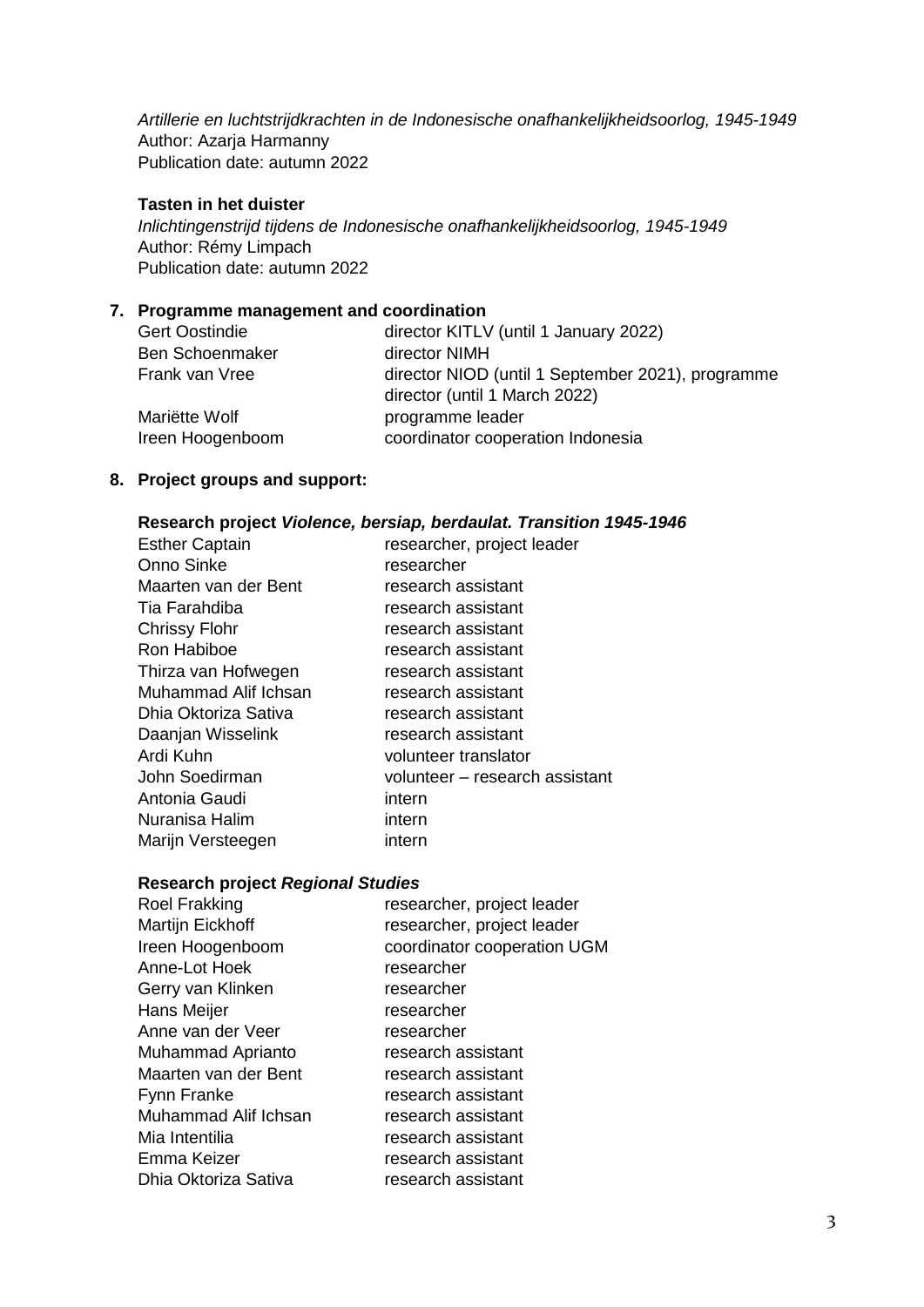*Artillerie en luchtstrijdkrachten in de Indonesische onafhankelijkheidsoorlog, 1945-1949*
Author: Azarja Harmanny
Publication date: autumn 2022

**Tasten in het duister**
*Inlichtingenstrijd tijdens de Indonesische onafhankelijkheidsoorlog, 1945-1949*
Author: Rémy Limpach
Publication date: autumn 2022

## 7. Programme management and coordination

| | |
|---|---|
| Gert Oostindie | director KITLV (until 1 January 2022) |
| Ben Schoenmaker | director NIMH |
| Frank van Vree | director NIOD (until 1 September 2021), programme director (until 1 March 2022) |
| Mariëtte Wolf | programme leader |
| Ireen Hoogenboom | coordinator cooperation Indonesia |

## 8. Project groups and support:

**Research project *Violence, bersiap, berdaulat. Transition 1945-1946***

| | |
|---|---|
| Esther Captain | researcher, project leader |
| Onno Sinke | researcher |
| Maarten van der Bent | research assistant |
| Tia Farahdiba | research assistant |
| Chrissy Flohr | research assistant |
| Ron Habiboe | research assistant |
| Thirza van Hofwegen | research assistant |
| Muhammad Alif Ichsan | research assistant |
| Dhia Oktoriza Sativa | research assistant |
| Daanjan Wisselink | research assistant |
| Ardi Kuhn | volunteer translator |
| John Soedirman | volunteer – research assistant |
| Antonia Gaudi | intern |
| Nuranisa Halim | intern |
| Marijn Versteegen | intern |

**Research project *Regional Studies***

| | |
|---|---|
| Roel Frakking | researcher, project leader |
| Martijn Eickhoff | researcher, project leader |
| Ireen Hoogenboom | coordinator cooperation UGM |
| Anne-Lot Hoek | researcher |
| Gerry van Klinken | researcher |
| Hans Meijer | researcher |
| Anne van der Veer | researcher |
| Muhammad Aprianto | research assistant |
| Maarten van der Bent | research assistant |
| Fynn Franke | research assistant |
| Muhammad Alif Ichsan | research assistant |
| Mia Intentilia | research assistant |
| Emma Keizer | research assistant |
| Dhia Oktoriza Sativa | research assistant |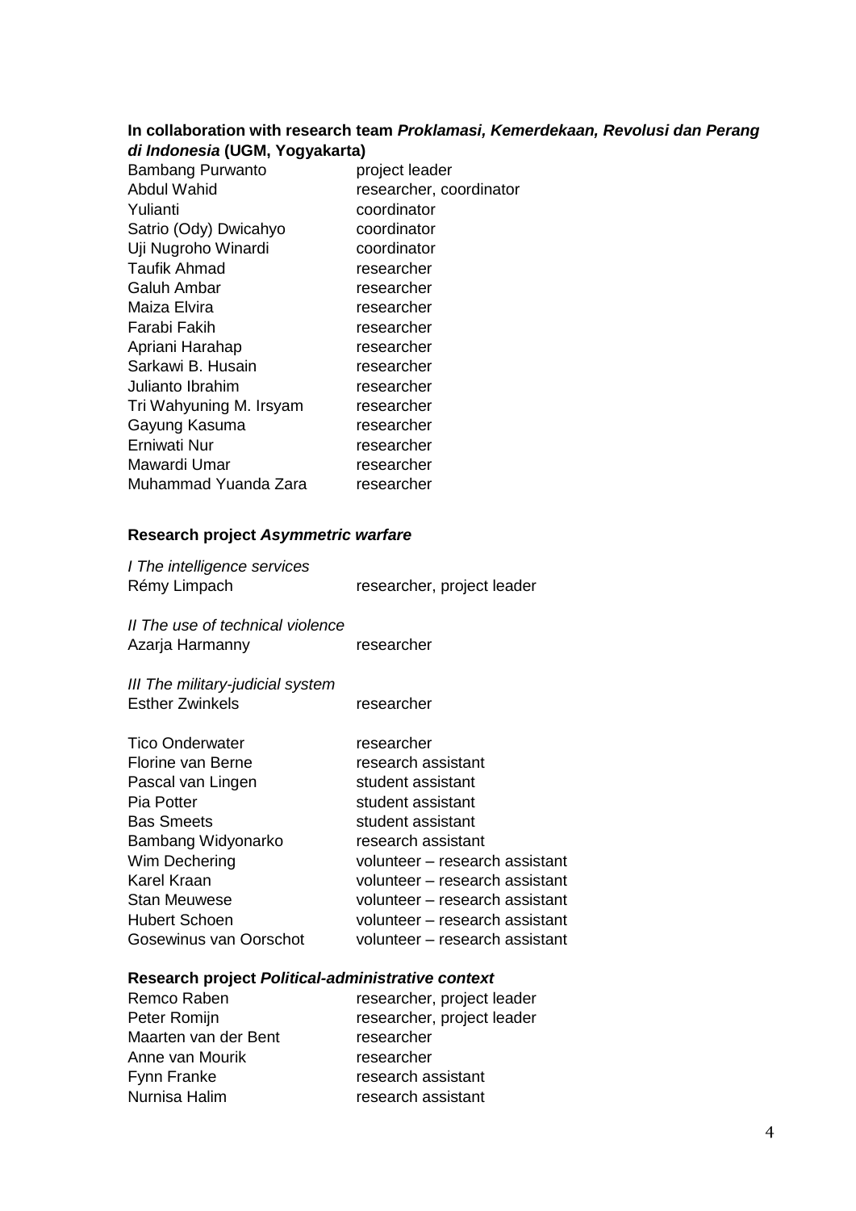**In collaboration with research team *Proklamasi, Kemerdekaan, Revolusi dan Perang di Indonesia* (UGM, Yogyakarta)**

| | |
|---|---|
| Bambang Purwanto | project leader |
| Abdul Wahid | researcher, coordinator |
| Yulianti | coordinator |
| Satrio (Ody) Dwicahyo | coordinator |
| Uji Nugroho Winardi | coordinator |
| Taufik Ahmad | researcher |
| Galuh Ambar | researcher |
| Maiza Elvira | researcher |
| Farabi Fakih | researcher |
| Apriani Harahap | researcher |
| Sarkawi B. Husain | researcher |
| Julianto Ibrahim | researcher |
| Tri Wahyuning M. Irsyam | researcher |
| Gayung Kasuma | researcher |
| Erniwati Nur | researcher |
| Mawardi Umar | researcher |
| Muhammad Yuanda Zara | researcher |

**Research project *Asymmetric warfare***

*I The intelligence services*

| | |
|---|---|
| Rémy Limpach | researcher, project leader |

*II The use of technical violence*

| | |
|---|---|
| Azarja Harmanny | researcher |

*III The military-judicial system*

| | |
|---|---|
| Esther Zwinkels | researcher |

| | |
|---|---|
| Tico Onderwater | researcher |
| Florine van Berne | research assistant |
| Pascal van Lingen | student assistant |
| Pia Potter | student assistant |
| Bas Smeets | student assistant |
| Bambang Widyonarko | research assistant |
| Wim Dechering | volunteer – research assistant |
| Karel Kraan | volunteer – research assistant |
| Stan Meuwese | volunteer – research assistant |
| Hubert Schoen | volunteer – research assistant |
| Gosewinus van Oorschot | volunteer – research assistant |

**Research project *Political-administrative context***

| | |
|---|---|
| Remco Raben | researcher, project leader |
| Peter Romijn | researcher, project leader |
| Maarten van der Bent | researcher |
| Anne van Mourik | researcher |
| Fynn Franke | research assistant |
| Nurnisa Halim | research assistant |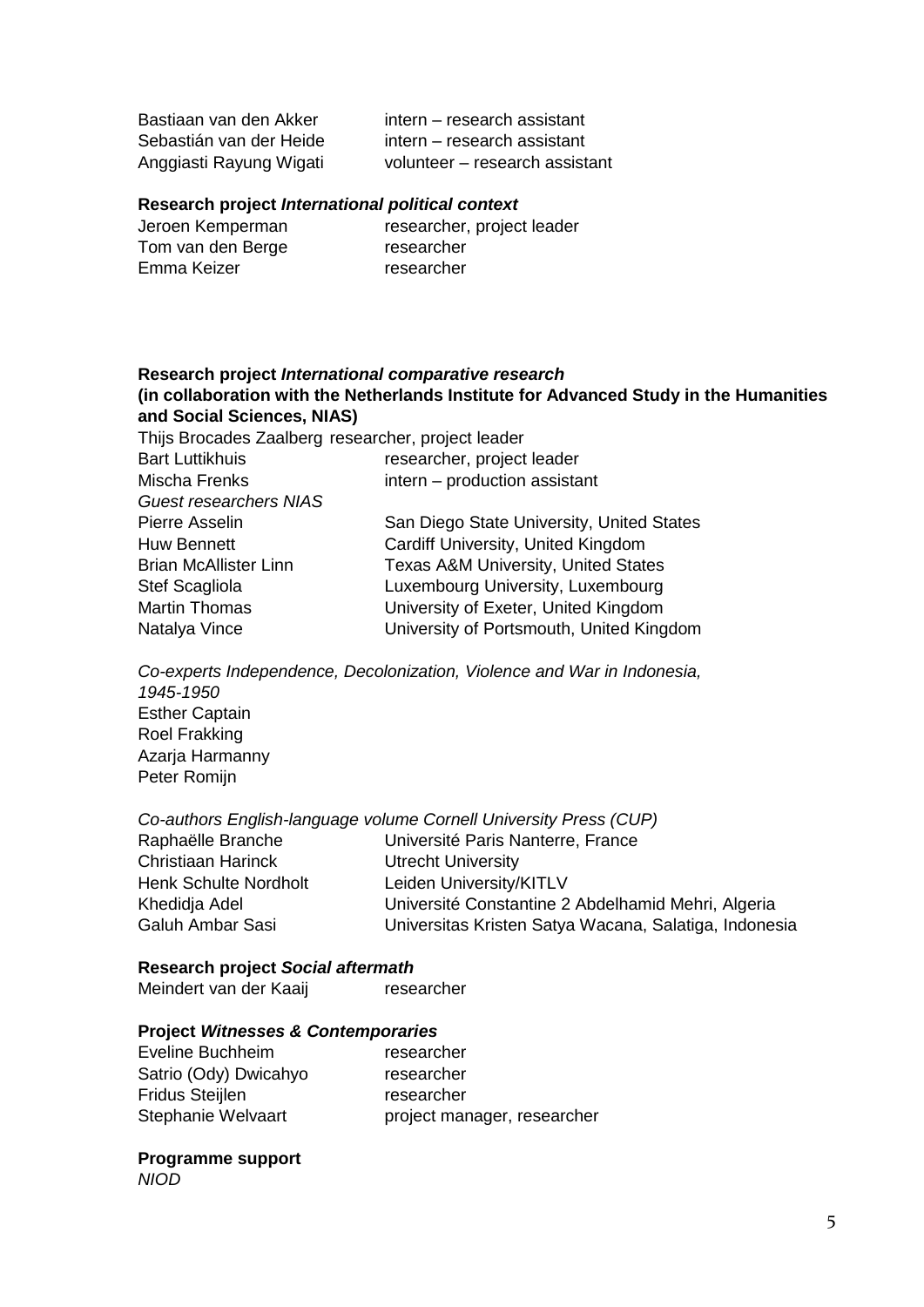| | |
|---|---|
| Bastiaan van den Akker | intern – research assistant |
| Sebastián van der Heide | intern – research assistant |
| Anggiasti Rayung Wigati | volunteer – research assistant |

**Research project *International political context***

| | |
|---|---|
| Jeroen Kemperman | researcher, project leader |
| Tom van den Berge | researcher |
| Emma Keizer | researcher |

**Research project *International comparative research***
**(in collaboration with the Netherlands Institute for Advanced Study in the Humanities and Social Sciences, NIAS)**

| | |
|---|---|
| Thijs Brocades Zaalberg | researcher, project leader |
| Bart Luttikhuis | researcher, project leader |
| Mischa Frenks | intern – production assistant |
| *Guest researchers NIAS* | |
| Pierre Asselin | San Diego State University, United States |
| Huw Bennett | Cardiff University, United Kingdom |
| Brian McAllister Linn | Texas A&M University, United States |
| Stef Scagliola | Luxembourg University, Luxembourg |
| Martin Thomas | University of Exeter, United Kingdom |
| Natalya Vince | University of Portsmouth, United Kingdom |

*Co-experts Independence, Decolonization, Violence and War in Indonesia, 1945-1950*

Esther Captain
Roel Frakking
Azarja Harmanny
Peter Romijn

*Co-authors English-language volume Cornell University Press (CUP)*

| | |
|---|---|
| Raphaëlle Branche | Université Paris Nanterre, France |
| Christiaan Harinck | Utrecht University |
| Henk Schulte Nordholt | Leiden University/KITLV |
| Khedidja Adel | Université Constantine 2 Abdelhamid Mehri, Algeria |
| Galuh Ambar Sasi | Universitas Kristen Satya Wacana, Salatiga, Indonesia |

**Research project *Social aftermath***

| | |
|---|---|
| Meindert van der Kaaij | researcher |

**Project *Witnesses & Contemporaries***

| | |
|---|---|
| Eveline Buchheim | researcher |
| Satrio (Ody) Dwicahyo | researcher |
| Fridus Steijlen | researcher |
| Stephanie Welvaart | project manager, researcher |

**Programme support**

*NIOD*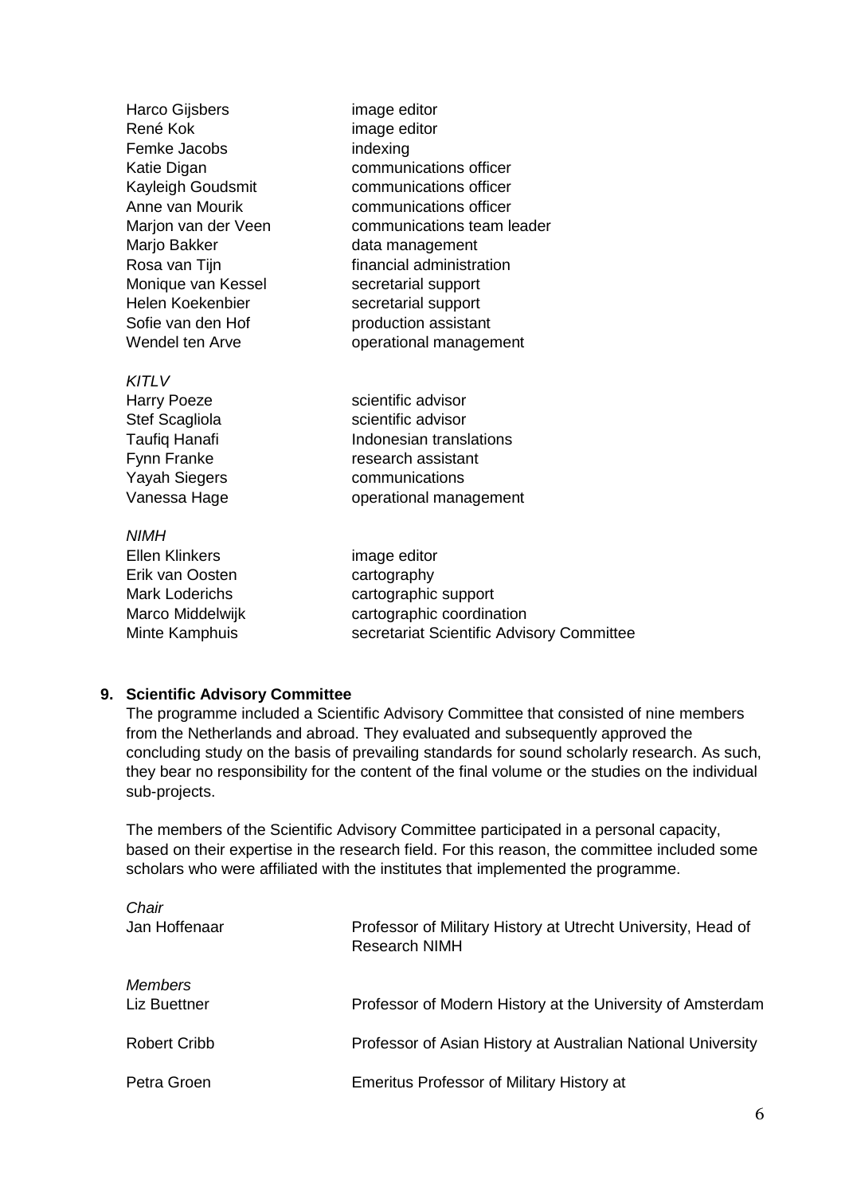| | |
|---|---|
| Harco Gijsbers | image editor |
| René Kok | image editor |
| Femke Jacobs | indexing |
| Katie Digan | communications officer |
| Kayleigh Goudsmit | communications officer |
| Anne van Mourik | communications officer |
| Marjon van der Veen | communications team leader |
| Marjo Bakker | data management |
| Rosa van Tijn | financial administration |
| Monique van Kessel | secretarial support |
| Helen Koekenbier | secretarial support |
| Sofie van den Hof | production assistant |
| Wendel ten Arve | operational management |

*KITLV*

| | |
|---|---|
| Harry Poeze | scientific advisor |
| Stef Scagliola | scientific advisor |
| Taufiq Hanafi | Indonesian translations |
| Fynn Franke | research assistant |
| Yayah Siegers | communications |
| Vanessa Hage | operational management |

*NIMH*

| | |
|---|---|
| Ellen Klinkers | image editor |
| Erik van Oosten | cartography |
| Mark Loderichs | cartographic support |
| Marco Middelwijk | cartographic coordination |
| Minte Kamphuis | secretariat Scientific Advisory Committee |

## 9. Scientific Advisory Committee

The programme included a Scientific Advisory Committee that consisted of nine members from the Netherlands and abroad. They evaluated and subsequently approved the concluding study on the basis of prevailing standards for sound scholarly research. As such, they bear no responsibility for the content of the final volume or the studies on the individual sub-projects.

The members of the Scientific Advisory Committee participated in a personal capacity, based on their expertise in the research field. For this reason, the committee included some scholars who were affiliated with the institutes that implemented the programme.

*Chair*

| | |
|---|---|
| Jan Hoffenaar | Professor of Military History at Utrecht University, Head of Research NIMH |

*Members*

| | |
|---|---|
| Liz Buettner | Professor of Modern History at the University of Amsterdam |
| Robert Cribb | Professor of Asian History at Australian National University |
| Petra Groen | Emeritus Professor of Military History at |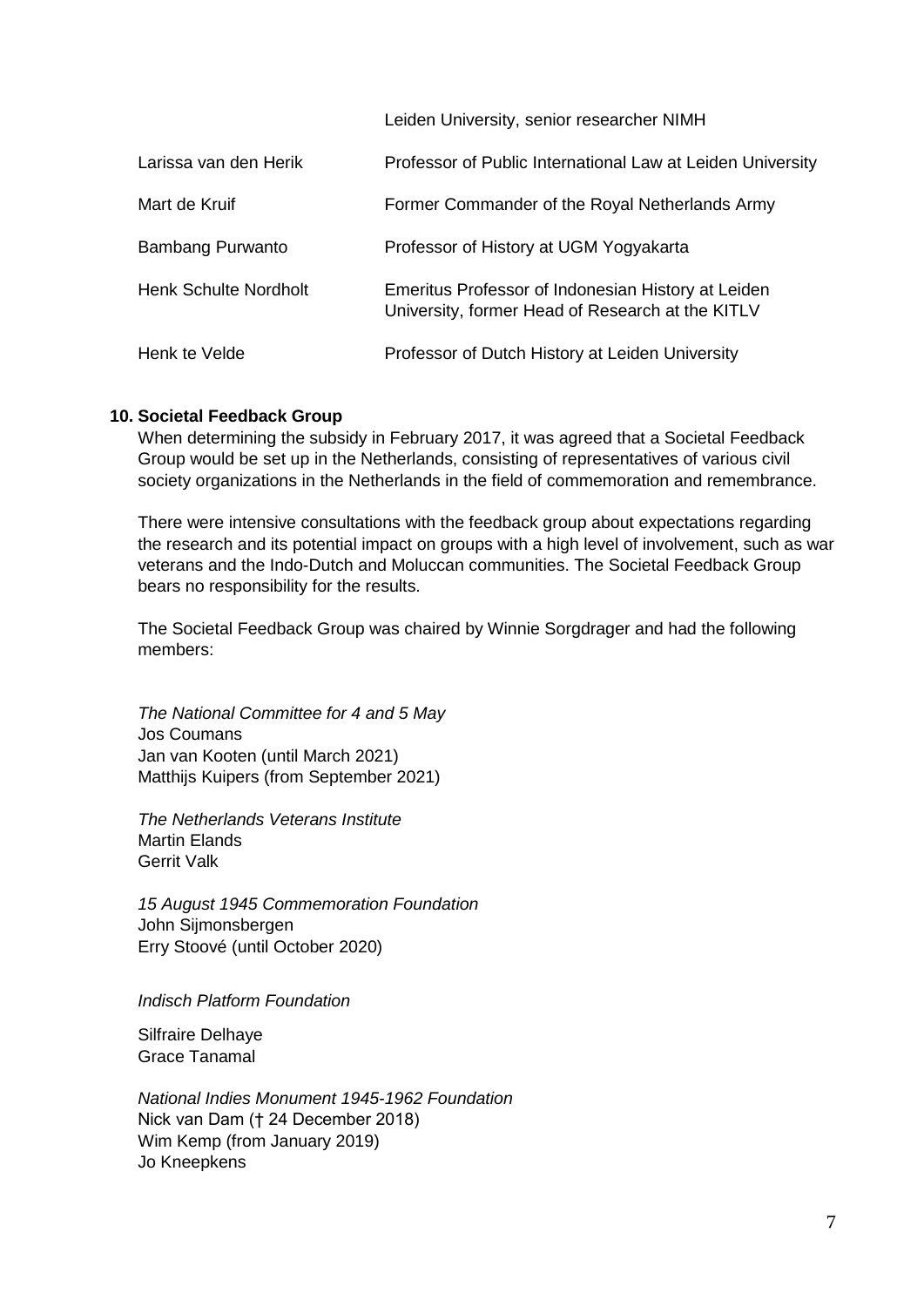| | |
|---|---|
| | Leiden University, senior researcher NIMH |
| Larissa van den Herik | Professor of Public International Law at Leiden University |
| Mart de Kruif | Former Commander of the Royal Netherlands Army |
| Bambang Purwanto | Professor of History at UGM Yogyakarta |
| Henk Schulte Nordholt | Emeritus Professor of Indonesian History at Leiden University, former Head of Research at the KITLV |
| Henk te Velde | Professor of Dutch History at Leiden University |

**10. Societal Feedback Group**

When determining the subsidy in February 2017, it was agreed that a Societal Feedback Group would be set up in the Netherlands, consisting of representatives of various civil society organizations in the Netherlands in the field of commemoration and remembrance.

There were intensive consultations with the feedback group about expectations regarding the research and its potential impact on groups with a high level of involvement, such as war veterans and the Indo-Dutch and Moluccan communities. The Societal Feedback Group bears no responsibility for the results.

The Societal Feedback Group was chaired by Winnie Sorgdrager and had the following members:

*The National Committee for 4 and 5 May*
Jos Coumans
Jan van Kooten (until March 2021)
Matthijs Kuipers (from September 2021)

*The Netherlands Veterans Institute*
Martin Elands
Gerrit Valk

*15 August 1945 Commemoration Foundation*
John Sijmonsbergen
Erry Stoové (until October 2020)

*Indisch Platform Foundation*

Silfraire Delhaye
Grace Tanamal

*National Indies Monument 1945-1962 Foundation*
Nick van Dam († 24 December 2018)
Wim Kemp (from January 2019)
Jo Kneepkens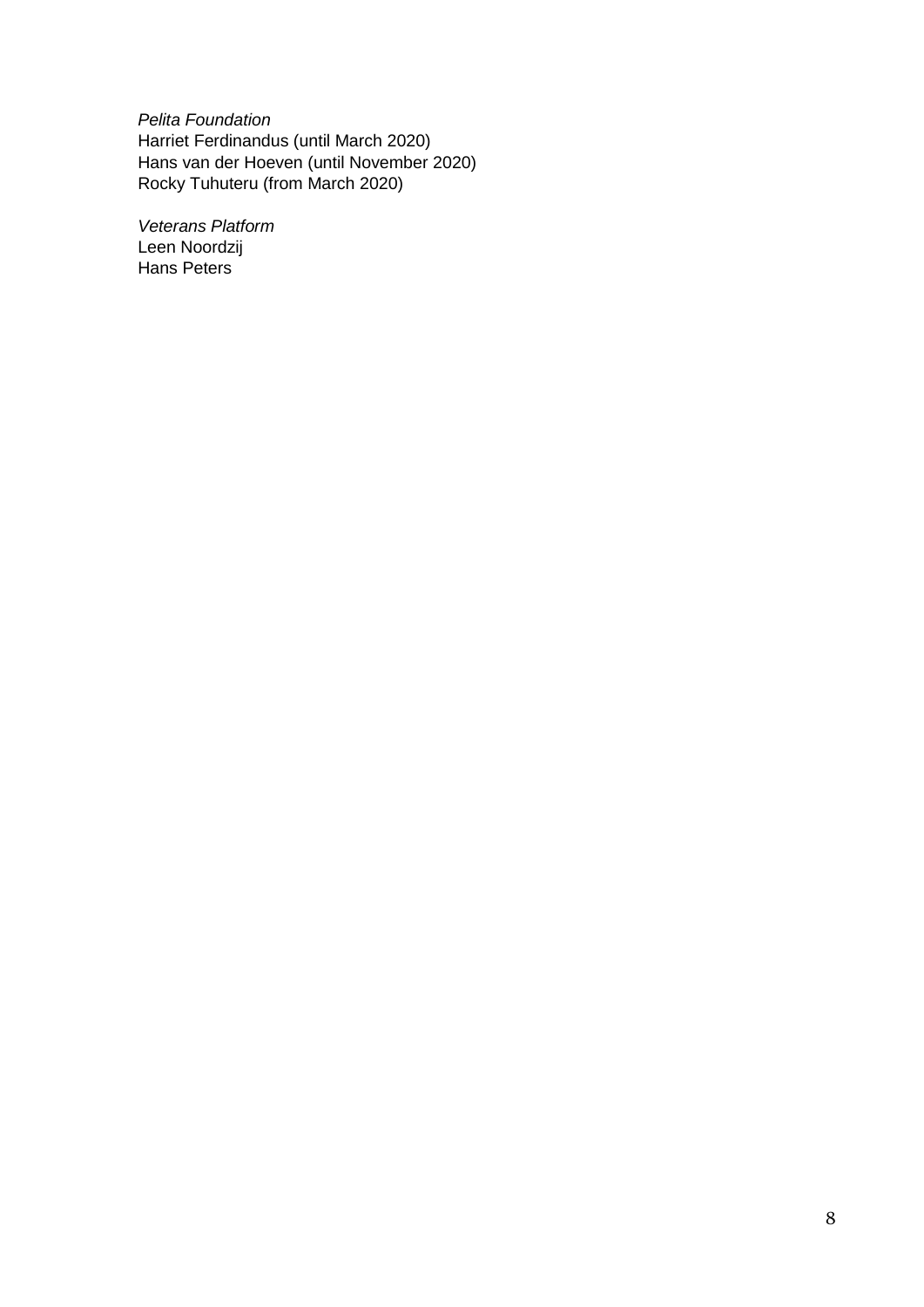*Pelita Foundation*
Harriet Ferdinandus (until March 2020)
Hans van der Hoeven (until November 2020)
Rocky Tuhuteru (from March 2020)

*Veterans Platform*
Leen Noordzij
Hans Peters